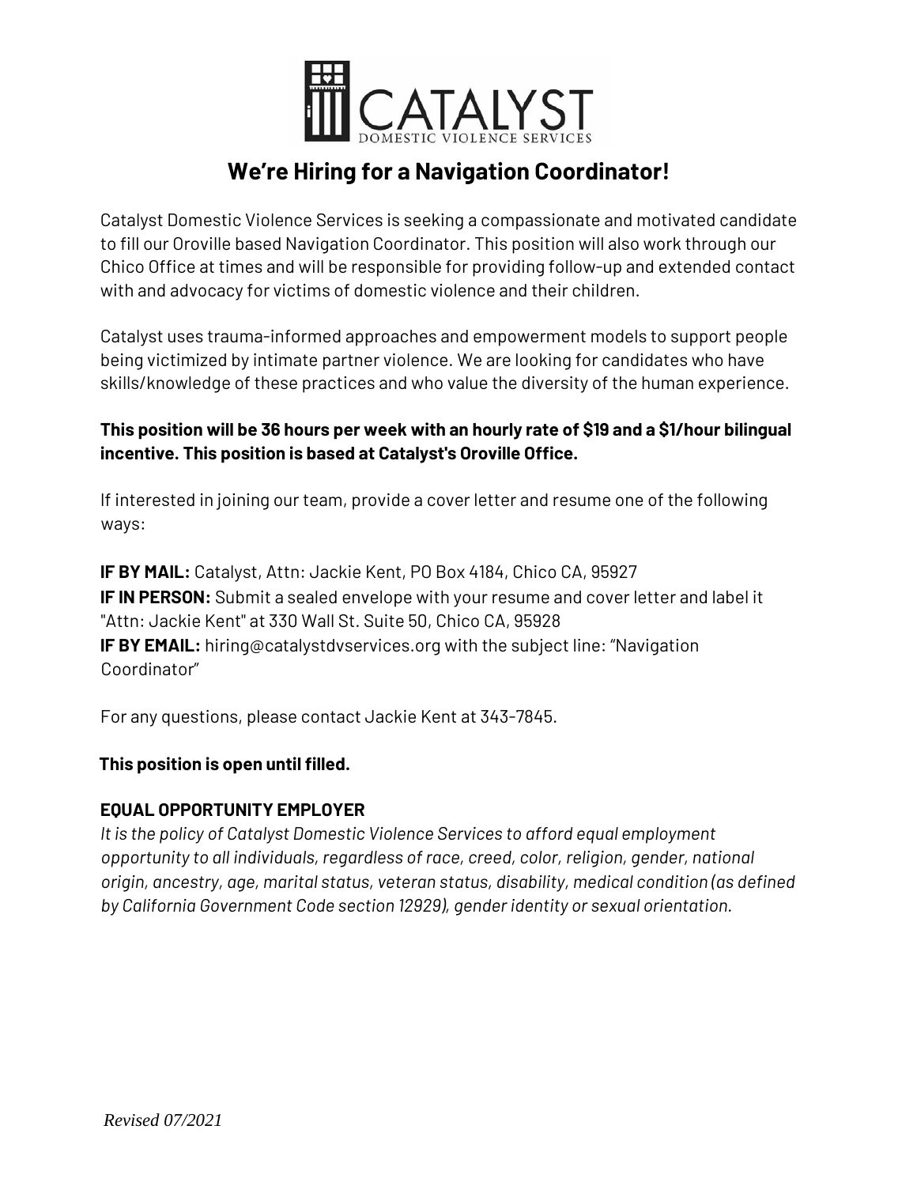CATALYST
DOMESTIC VIOLENCE SERVICES

# We're Hiring for a Navigation Coordinator!

Catalyst Domestic Violence Services is seeking a compassionate and motivated candidate to fill our Oroville based Navigation Coordinator. This position will also work through our Chico Office at times and will be responsible for providing follow-up and extended contact with and advocacy for victims of domestic violence and their children.

Catalyst uses trauma-informed approaches and empowerment models to support people being victimized by intimate partner violence. We are looking for candidates who have skills/knowledge of these practices and who value the diversity of the human experience.

**This position will be 36 hours per week with an hourly rate of $19 and a $1/hour bilingual incentive. This position is based at Catalyst's Oroville Office.**

If interested in joining our team, provide a cover letter and resume one of the following ways:

**IF BY MAIL:** Catalyst, Attn: Jackie Kent, PO Box 4184, Chico CA, 95927
**IF IN PERSON:** Submit a sealed envelope with your resume and cover letter and label it "Attn: Jackie Kent" at 330 Wall St. Suite 50, Chico CA, 95928
**IF BY EMAIL:** hiring@catalystdvservices.org with the subject line: "Navigation Coordinator"

For any questions, please contact Jackie Kent at 343-7845.

**This position is open until filled.**

**EQUAL OPPORTUNITY EMPLOYER**
*It is the policy of Catalyst Domestic Violence Services to afford equal employment opportunity to all individuals, regardless of race, creed, color, religion, gender, national origin, ancestry, age, marital status, veteran status, disability, medical condition (as defined by California Government Code section 12929), gender identity or sexual orientation.*

*Revised 07/2021*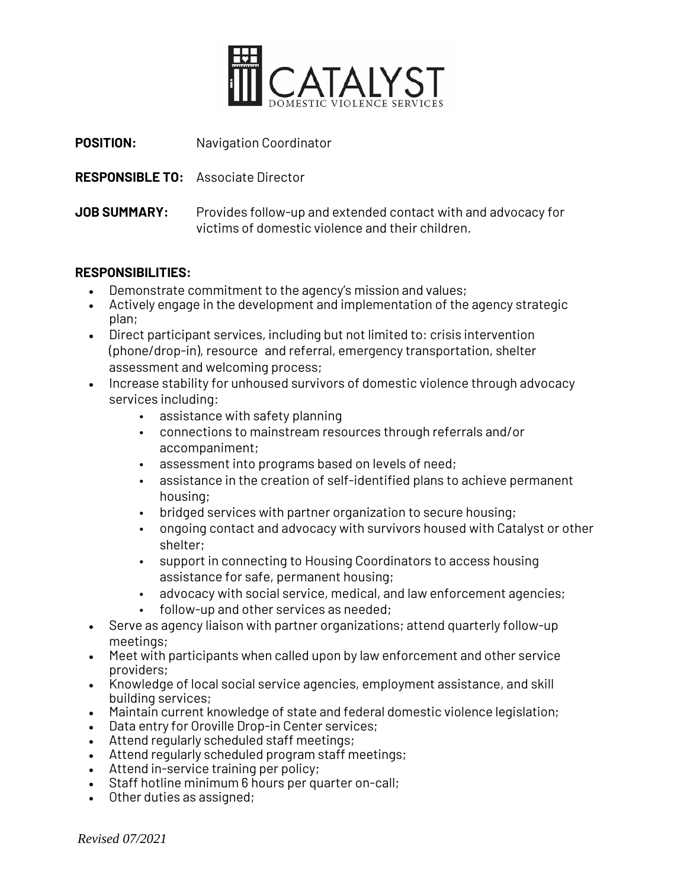CATALYST DOMESTIC VIOLENCE SERVICES

**POSITION:** Navigation Coordinator

**RESPONSIBLE TO:** Associate Director

**JOB SUMMARY:** Provides follow-up and extended contact with and advocacy for victims of domestic violence and their children.

**RESPONSIBILITIES:**

- Demonstrate commitment to the agency's mission and values;
- Actively engage in the development and implementation of the agency strategic plan;
- Direct participant services, including but not limited to: crisis intervention (phone/drop-in), resource and referral, emergency transportation, shelter assessment and welcoming process;
- Increase stability for unhoused survivors of domestic violence through advocacy services including:
  - assistance with safety planning
  - connections to mainstream resources through referrals and/or accompaniment;
  - assessment into programs based on levels of need;
  - assistance in the creation of self-identified plans to achieve permanent housing;
  - bridged services with partner organization to secure housing;
  - ongoing contact and advocacy with survivors housed with Catalyst or other shelter;
  - support in connecting to Housing Coordinators to access housing assistance for safe, permanent housing;
  - advocacy with social service, medical, and law enforcement agencies;
  - follow-up and other services as needed;
- Serve as agency liaison with partner organizations; attend quarterly follow-up meetings;
- Meet with participants when called upon by law enforcement and other service providers;
- Knowledge of local social service agencies, employment assistance, and skill building services;
- Maintain current knowledge of state and federal domestic violence legislation;
- Data entry for Oroville Drop-in Center services;
- Attend regularly scheduled staff meetings;
- Attend regularly scheduled program staff meetings;
- Attend in-service training per policy;
- Staff hotline minimum 6 hours per quarter on-call;
- Other duties as assigned;

*Revised 07/2021*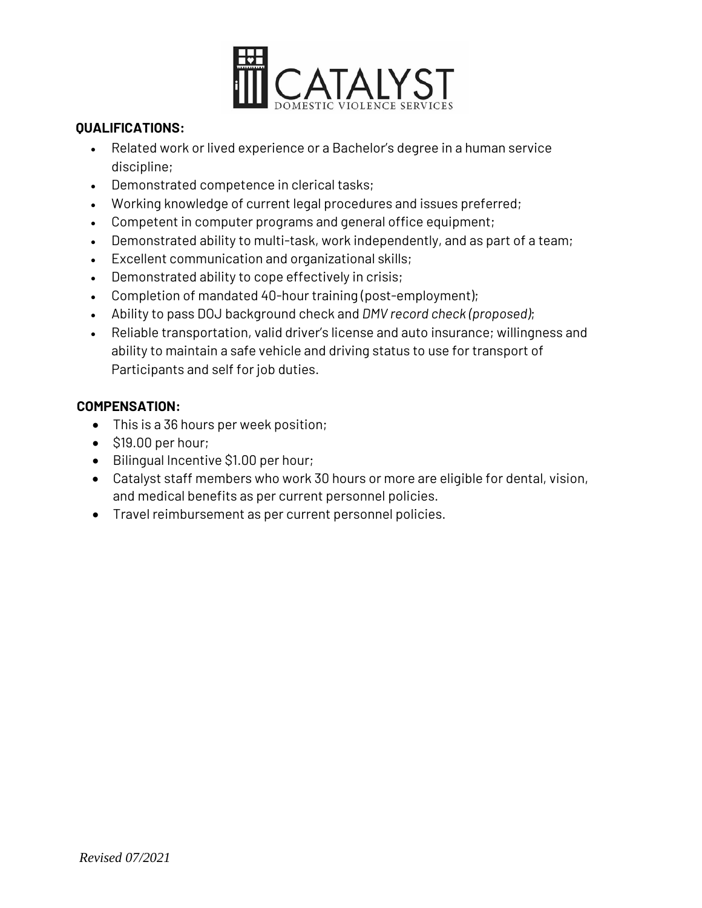**QUALIFICATIONS:**

- Related work or lived experience or a Bachelor's degree in a human service discipline;
- Demonstrated competence in clerical tasks;
- Working knowledge of current legal procedures and issues preferred;
- Competent in computer programs and general office equipment;
- Demonstrated ability to multi-task, work independently, and as part of a team;
- Excellent communication and organizational skills;
- Demonstrated ability to cope effectively in crisis;
- Completion of mandated 40-hour training (post-employment);
- Ability to pass DOJ background check and *DMV record check (proposed)*;
- Reliable transportation, valid driver's license and auto insurance; willingness and ability to maintain a safe vehicle and driving status to use for transport of Participants and self for job duties.

**COMPENSATION:**

- This is a 36 hours per week position;
- $19.00 per hour;
- Bilingual Incentive $1.00 per hour;
- Catalyst staff members who work 30 hours or more are eligible for dental, vision, and medical benefits as per current personnel policies.
- Travel reimbursement as per current personnel policies.

*Revised 07/2021*